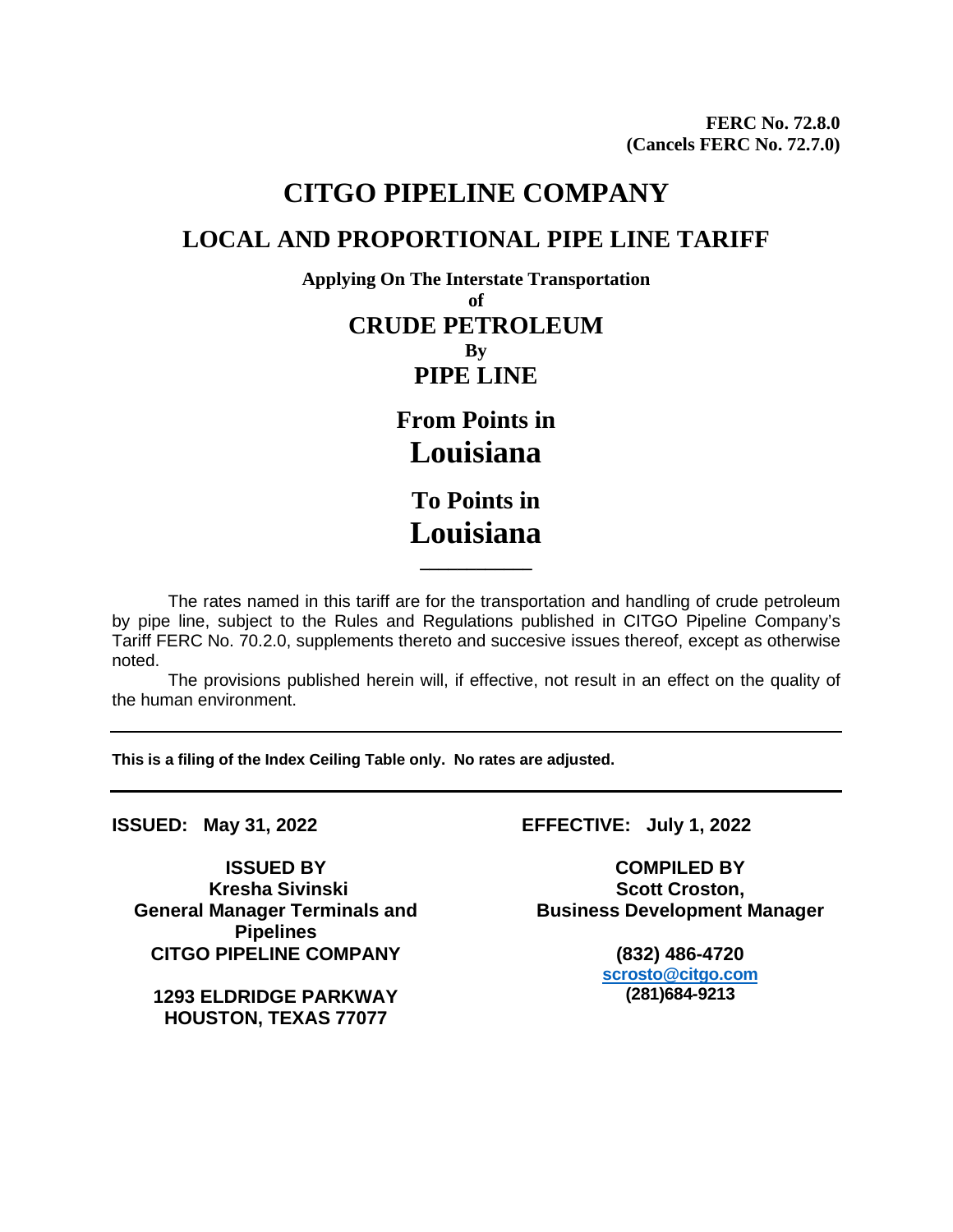**FERC No. 72.8.0**
**(Cancels FERC No. 72.7.0)**

# CITGO PIPELINE COMPANY

## LOCAL AND PROPORTIONAL PIPE LINE TARIFF

**Applying On The Interstate Transportation**
**of**
**CRUDE PETROLEUM**
**By**
**PIPE LINE**

**From Points in**
**Louisiana**

**To Points in**
**Louisiana**

---

The rates named in this tariff are for the transportation and handling of crude petroleum by pipe line, subject to the Rules and Regulations published in CITGO Pipeline Company's Tariff FERC No. 70.2.0, supplements thereto and succesive issues thereof, except as otherwise noted.

The provisions published herein will, if effective, not result in an effect on the quality of the human environment.

---

**This is a filing of the Index Ceiling Table only. No rates are adjusted.**

---

**ISSUED: May 31, 2022**

**EFFECTIVE: July 1, 2022**

**ISSUED BY**
**Kresha Sivinski**
**General Manager Terminals and Pipelines**
**CITGO PIPELINE COMPANY**

**1293 ELDRIDGE PARKWAY**
**HOUSTON, TEXAS 77077**

**COMPILED BY**
**Scott Croston,**
**Business Development Manager**

**(832) 486-4720**
**scrosto@citgo.com**
**(281)684-9213**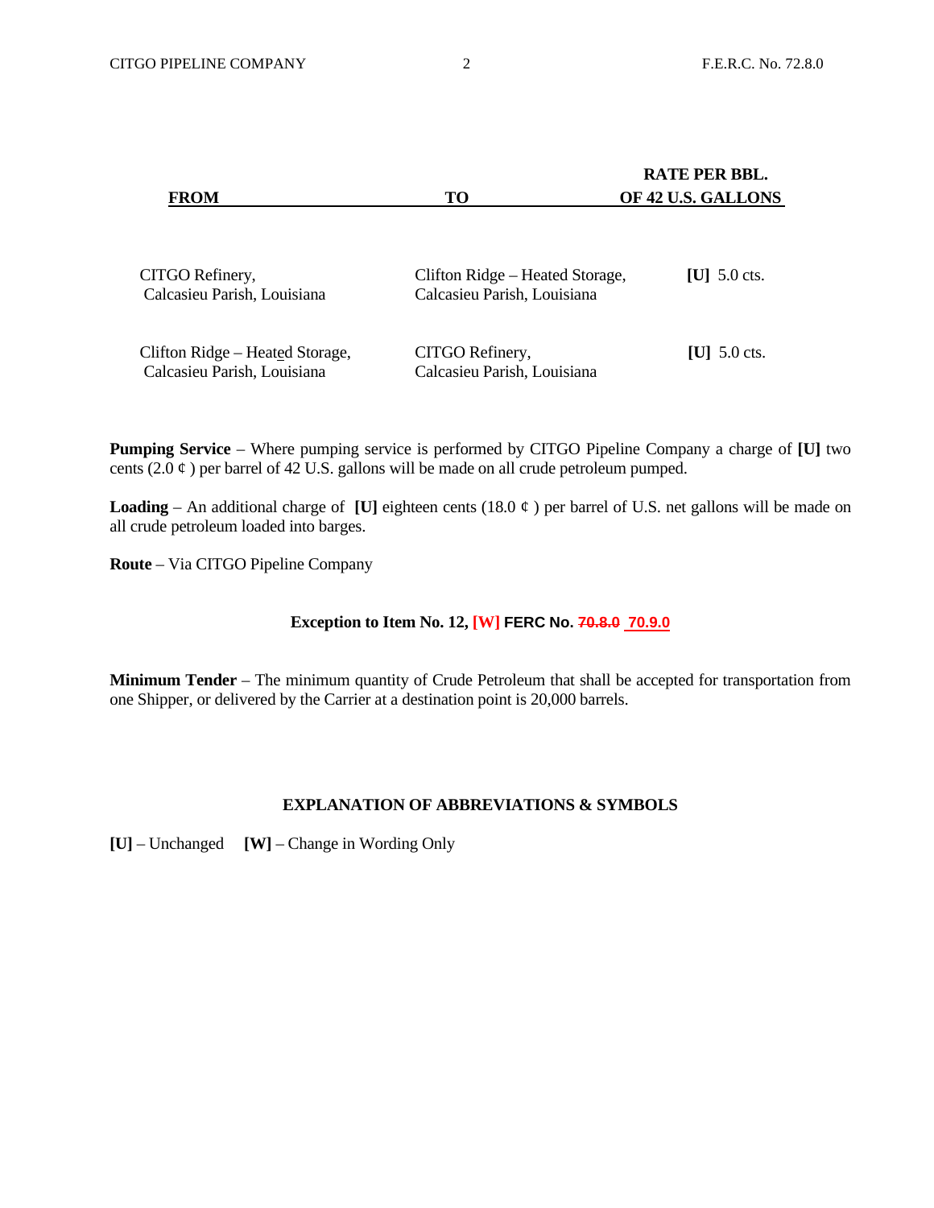| FROM | TO | RATE PER BBL. OF 42 U.S. GALLONS |
|---|---|---|
| CITGO Refinery, Calcasieu Parish, Louisiana | Clifton Ridge – Heated Storage, Calcasieu Parish, Louisiana | **[U]** 5.0 cts. |
| Clifton Ridge – Heated Storage, Calcasieu Parish, Louisiana | CITGO Refinery, Calcasieu Parish, Louisiana | **[U]** 5.0 cts. |

**Pumping Service** – Where pumping service is performed by CITGO Pipeline Company a charge of **[U]** two cents (2.0 ¢ ) per barrel of 42 U.S. gallons will be made on all crude petroleum pumped.

**Loading** – An additional charge of **[U]** eighteen cents (18.0 ¢ ) per barrel of U.S. net gallons will be made on all crude petroleum loaded into barges.

**Route** – Via CITGO Pipeline Company

**Exception to Item No. 12, [W] FERC No. ~~70.8.0~~ 70.9.0**

**Minimum Tender** – The minimum quantity of Crude Petroleum that shall be accepted for transportation from one Shipper, or delivered by the Carrier at a destination point is 20,000 barrels.

**EXPLANATION OF ABBREVIATIONS & SYMBOLS**

**[U]** – Unchanged **[W]** – Change in Wording Only